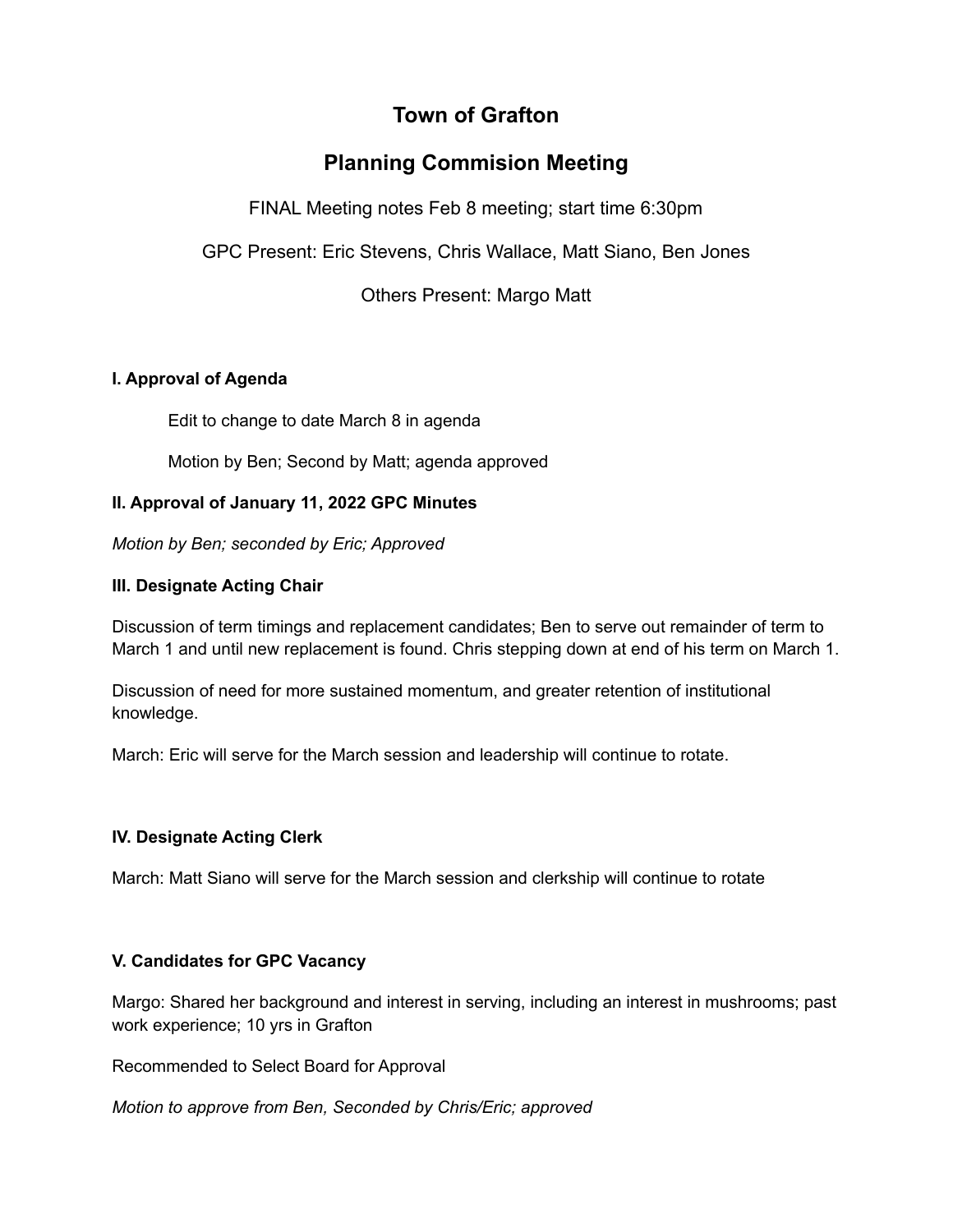# Town of Grafton

## Planning Commision Meeting

FINAL Meeting notes Feb 8 meeting; start time 6:30pm

GPC Present: Eric Stevens, Chris Wallace, Matt Siano, Ben Jones

Others Present: Margo Matt

### I. Approval of Agenda

Edit to change to date March 8 in agenda

Motion by Ben; Second by Matt; agenda approved

### II. Approval of January 11, 2022 GPC Minutes

*Motion by Ben; seconded by Eric; Approved*

### III. Designate Acting Chair

Discussion of term timings and replacement candidates; Ben to serve out remainder of term to March 1 and until new replacement is found. Chris stepping down at end of his term on March 1.

Discussion of need for more sustained momentum, and greater retention of institutional knowledge.

March: Eric will serve for the March session and leadership will continue to rotate.

### IV. Designate Acting Clerk

March: Matt Siano will serve for the March session and clerkship will continue to rotate

### V. Candidates for GPC Vacancy

Margo: Shared her background and interest in serving, including an interest in mushrooms; past work experience; 10 yrs in Grafton

Recommended to Select Board for Approval

*Motion to approve from Ben, Seconded by Chris/Eric; approved*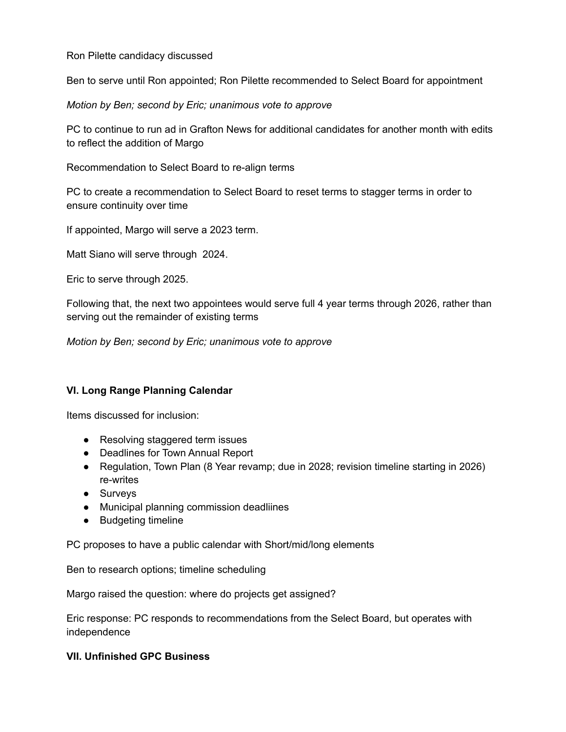Ron Pilette candidacy discussed

Ben to serve until Ron appointed; Ron Pilette recommended to Select Board for appointment

*Motion by Ben; second by Eric; unanimous vote to approve*

PC to continue to run ad in Grafton News for additional candidates for another month with edits to reflect the addition of Margo

Recommendation to Select Board to re-align terms

PC to create a recommendation to Select Board to reset terms to stagger terms in order to ensure continuity over time

If appointed, Margo will serve a 2023 term.

Matt Siano will serve through 2024.

Eric to serve through 2025.

Following that, the next two appointees would serve full 4 year terms through 2026, rather than serving out the remainder of existing terms

*Motion by Ben; second by Eric; unanimous vote to approve*

**VI. Long Range Planning Calendar**

Items discussed for inclusion:

- Resolving staggered term issues
- Deadlines for Town Annual Report
- Regulation, Town Plan (8 Year revamp; due in 2028; revision timeline starting in 2026) re-writes
- Surveys
- Municipal planning commission deadliines
- Budgeting timeline

PC proposes to have a public calendar with Short/mid/long elements

Ben to research options; timeline scheduling

Margo raised the question: where do projects get assigned?

Eric response: PC responds to recommendations from the Select Board, but operates with independence

**VII. Unfinished GPC Business**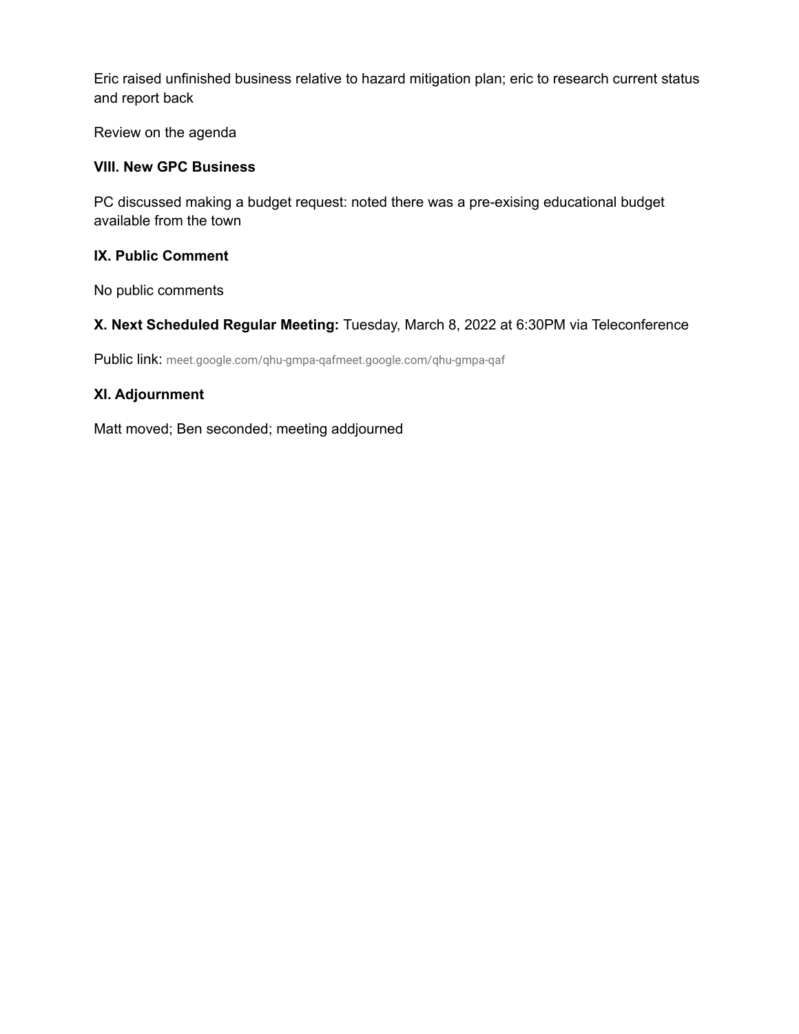Eric raised unfinished business relative to hazard mitigation plan; eric to research current status and report back

Review on the agenda

**VIII. New GPC Business**

PC discussed making a budget request: noted there was a pre-exising educational budget available from the town

**IX. Public Comment**

No public comments

**X. Next Scheduled Regular Meeting:** Tuesday, March 8, 2022 at 6:30PM via Teleconference

Public link: meet.google.com/qhu-gmpa-qafmeet.google.com/qhu-gmpa-qaf

**XI. Adjournment**

Matt moved; Ben seconded; meeting addjourned